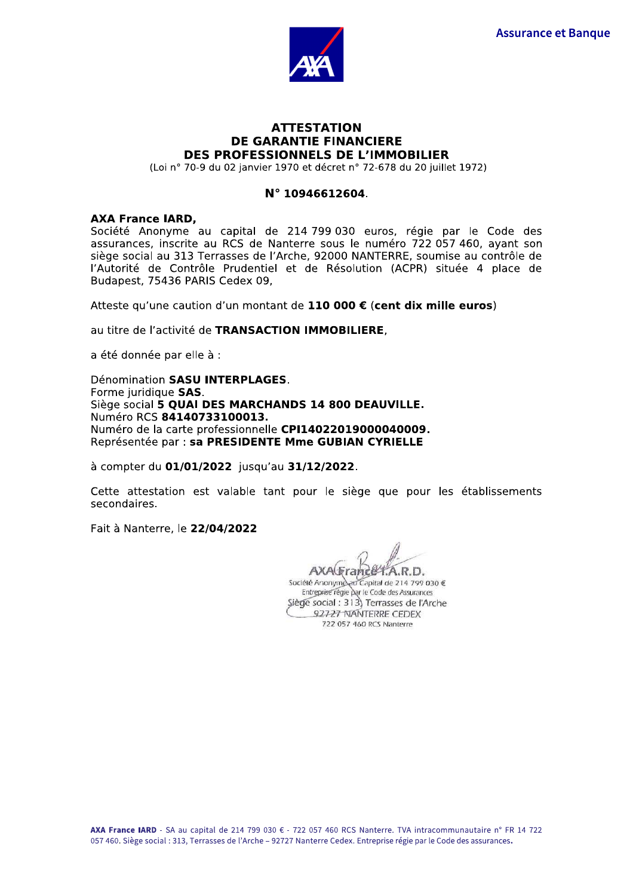Assurance et Banque

# ATTESTATION
# DE GARANTIE FINANCIERE
# DES PROFESSIONNELS DE L'IMMOBILIER

(Loi n° 70-9 du 02 janvier 1970 et décret n° 72-678 du 20 juillet 1972)

**N° 10946612604**.

**AXA France IARD,**
Société Anonyme au capital de 214 799 030 euros, régie par le Code des assurances, inscrite au RCS de Nanterre sous le numéro 722 057 460, ayant son siège social au 313 Terrasses de l'Arche, 92000 NANTERRE, soumise au contrôle de l'Autorité de Contrôle Prudentiel et de Résolution (ACPR) située 4 place de Budapest, 75436 PARIS Cedex 09,

Atteste qu'une caution d'un montant de **110 000 €** (**cent dix mille euros**)

au titre de l'activité de **TRANSACTION IMMOBILIERE**,

a été donnée par elle à :

Dénomination **SASU INTERPLAGES**.
Forme juridique **SAS**.
Siège social **5 QUAI DES MARCHANDS 14 800 DEAUVILLE.**
Numéro RCS **84140733100013.**
Numéro de la carte professionnelle **CPI14022019000040009.**
Représentée par : **sa PRESIDENTE Mme GUBIAN CYRIELLE**

à compter du **01/01/2022** jusqu'au **31/12/2022**.

Cette attestation est valable tant pour le siège que pour les établissements secondaires.

Fait à Nanterre, le **22/04/2022**

AXA France I.A.R.D.
Société Anonyme au Capital de 214 799 030 €
Entreprise régie par le Code des Assurances
Siège social : 313, Terrasses de l'Arche
92727 NANTERRE CEDEX
722 057 460 RCS Nanterre

**AXA France IARD** - SA au capital de 214 799 030 € - 722 057 460 RCS Nanterre. TVA intracommunautaire n° FR 14 722 057 460. Siège social : 313, Terrasses de l'Arche – 92727 Nanterre Cedex. Entreprise régie par le Code des assurances.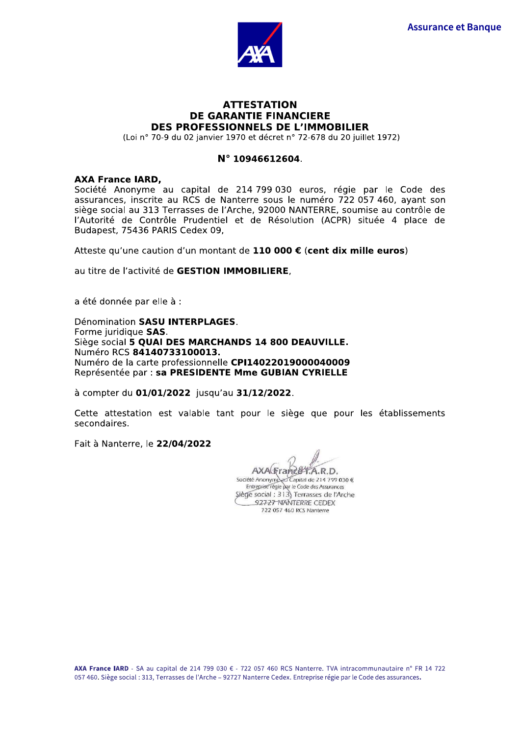Assurance et Banque

# ATTESTATION
# DE GARANTIE FINANCIERE
# DES PROFESSIONNELS DE L'IMMOBILIER

(Loi n° 70-9 du 02 janvier 1970 et décret n° 72-678 du 20 juillet 1972)

**N° 10946612604**.

**AXA France IARD,**
Société Anonyme au capital de 214 799 030 euros, régie par le Code des assurances, inscrite au RCS de Nanterre sous le numéro 722 057 460, ayant son siège social au 313 Terrasses de l'Arche, 92000 NANTERRE, soumise au contrôle de l'Autorité de Contrôle Prudentiel et de Résolution (ACPR) située 4 place de Budapest, 75436 PARIS Cedex 09,

Atteste qu'une caution d'un montant de **110 000 €** (**cent dix mille euros**)

au titre de l'activité de **GESTION IMMOBILIERE**,

a été donnée par elle à :

Dénomination **SASU INTERPLAGES**.
Forme juridique **SAS**.
Siège social **5 QUAI DES MARCHANDS 14 800 DEAUVILLE.**
Numéro RCS **84140733100013.**
Numéro de la carte professionnelle **CPI14022019000040009**
Représentée par : **sa PRESIDENTE Mme GUBIAN CYRIELLE**

à compter du **01/01/2022** jusqu'au **31/12/2022**.

Cette attestation est valable tant pour le siège que pour les établissements secondaires.

Fait à Nanterre, le **22/04/2022**

AXA France I.A.R.D.
Société Anonyme au Capital de 214 799 030 €
Entreprise régie par le Code des Assurances
Siège social : 313, Terrasses de l'Arche
92727 NANTERRE CEDEX
722 057 460 RCS Nanterre

**AXA France IARD** - SA au capital de 214 799 030 € - 722 057 460 RCS Nanterre. TVA intracommunautaire n° FR 14 722 057 460. Siège social : 313, Terrasses de l'Arche – 92727 Nanterre Cedex. Entreprise régie par le Code des assurances.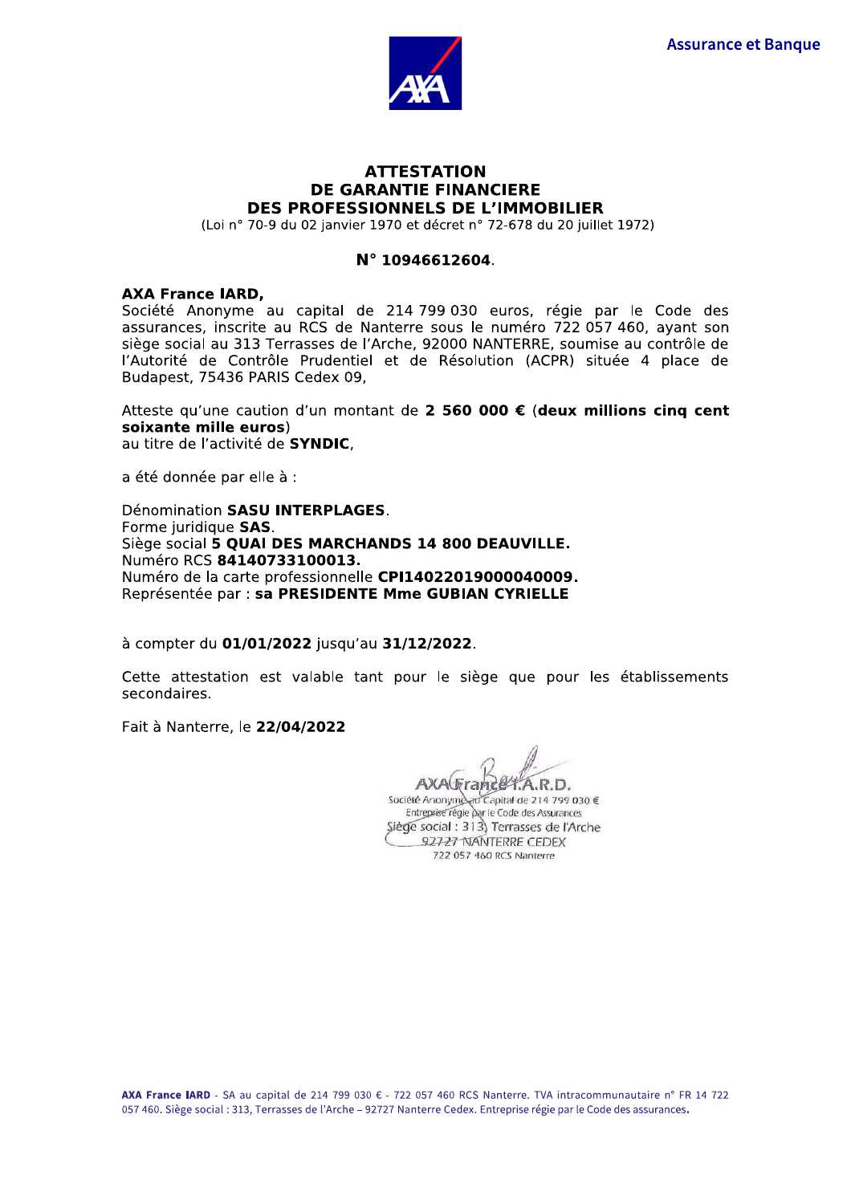Assurance et Banque

# ATTESTATION
# DE GARANTIE FINANCIERE
# DES PROFESSIONNELS DE L'IMMOBILIER

(Loi n° 70-9 du 02 janvier 1970 et décret n° 72-678 du 20 juillet 1972)

**N° 10946612604**.

**AXA France IARD,**
Société Anonyme au capital de 214 799 030 euros, régie par le Code des assurances, inscrite au RCS de Nanterre sous le numéro 722 057 460, ayant son siège social au 313 Terrasses de l'Arche, 92000 NANTERRE, soumise au contrôle de l'Autorité de Contrôle Prudentiel et de Résolution (ACPR) située 4 place de Budapest, 75436 PARIS Cedex 09,

Atteste qu'une caution d'un montant de **2 560 000 €** (**deux millions cinq cent soixante mille euros**)
au titre de l'activité de **SYNDIC**,

a été donnée par elle à :

Dénomination **SASU INTERPLAGES**.
Forme juridique **SAS**.
Siège social **5 QUAI DES MARCHANDS 14 800 DEAUVILLE.**
Numéro RCS **84140733100013.**
Numéro de la carte professionnelle **CPI14022019000040009.**
Représentée par : **sa PRESIDENTE Mme GUBIAN CYRIELLE**

à compter du **01/01/2022** jusqu'au **31/12/2022**.

Cette attestation est valable tant pour le siège que pour les établissements secondaires.

Fait à Nanterre, le **22/04/2022**

AXA France I.A.R.D.
Société Anonyme au Capital de 214 799 030 €
Entreprise régie par le Code des Assurances
Siège social : 313, Terrasses de l'Arche
92727 NANTERRE CEDEX
722 057 460 RCS Nanterre

**AXA France IARD** - SA au capital de 214 799 030 € - 722 057 460 RCS Nanterre. TVA intracommunautaire n° FR 14 722 057 460. Siège social : 313, Terrasses de l'Arche – 92727 Nanterre Cedex. Entreprise régie par le Code des assurances.